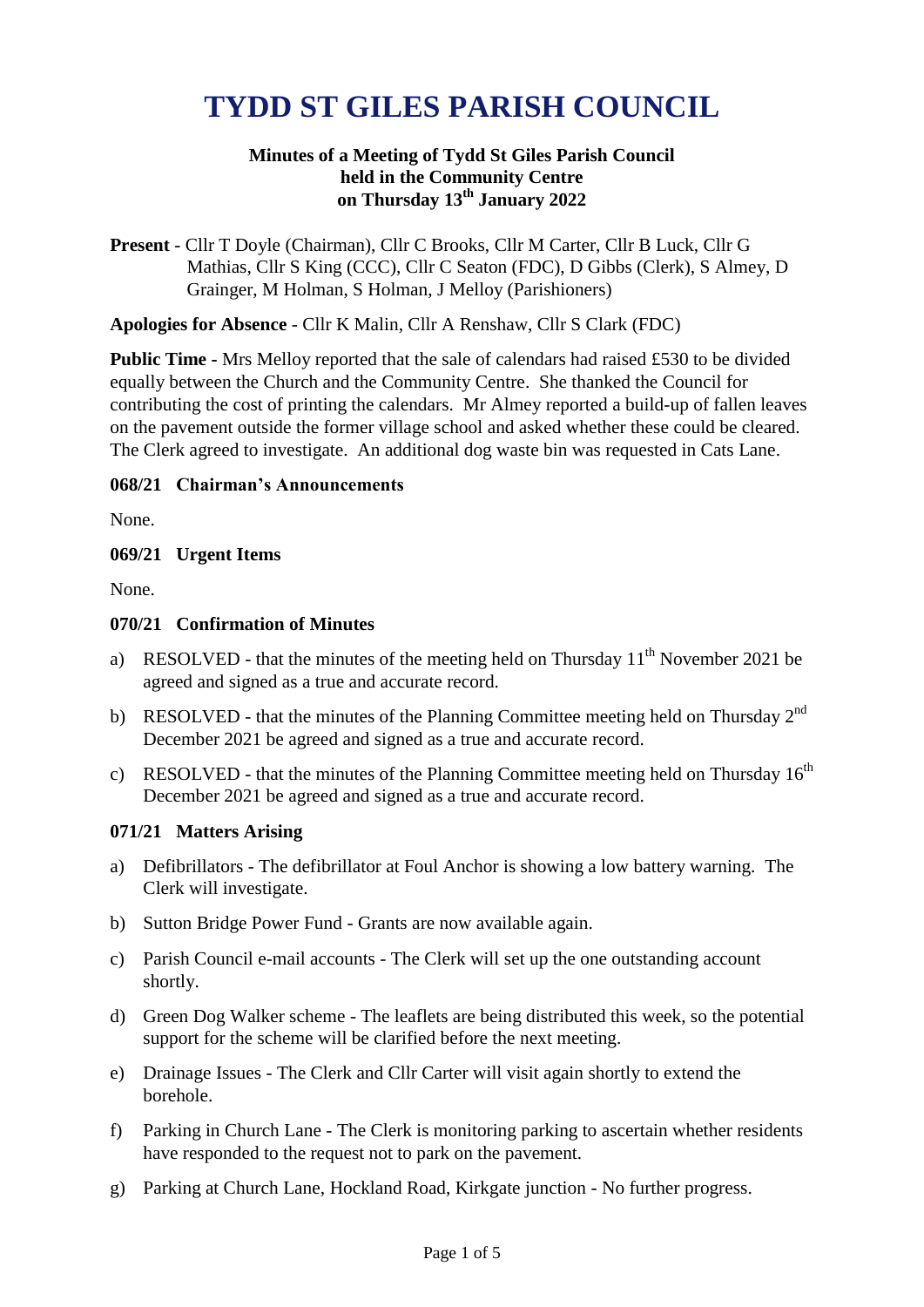# TYDD ST GILES PARISH COUNCIL

**Minutes of a Meeting of Tydd St Giles Parish Council held in the Community Centre on Thursday 13th January 2022**

**Present** - Cllr T Doyle (Chairman), Cllr C Brooks, Cllr M Carter, Cllr B Luck, Cllr G Mathias, Cllr S King (CCC), Cllr C Seaton (FDC), D Gibbs (Clerk), S Almey, D Grainger, M Holman, S Holman, J Melloy (Parishioners)

**Apologies for Absence** - Cllr K Malin, Cllr A Renshaw, Cllr S Clark (FDC)

**Public Time** - Mrs Melloy reported that the sale of calendars had raised £530 to be divided equally between the Church and the Community Centre. She thanked the Council for contributing the cost of printing the calendars. Mr Almey reported a build-up of fallen leaves on the pavement outside the former village school and asked whether these could be cleared. The Clerk agreed to investigate. An additional dog waste bin was requested in Cats Lane.

### 068/21 Chairman's Announcements

None.

### 069/21 Urgent Items

None.

### 070/21 Confirmation of Minutes

a) RESOLVED - that the minutes of the meeting held on Thursday 11th November 2021 be agreed and signed as a true and accurate record.

b) RESOLVED - that the minutes of the Planning Committee meeting held on Thursday 2nd December 2021 be agreed and signed as a true and accurate record.

c) RESOLVED - that the minutes of the Planning Committee meeting held on Thursday 16th December 2021 be agreed and signed as a true and accurate record.

### 071/21 Matters Arising

a) Defibrillators - The defibrillator at Foul Anchor is showing a low battery warning. The Clerk will investigate.

b) Sutton Bridge Power Fund - Grants are now available again.

c) Parish Council e-mail accounts - The Clerk will set up the one outstanding account shortly.

d) Green Dog Walker scheme - The leaflets are being distributed this week, so the potential support for the scheme will be clarified before the next meeting.

e) Drainage Issues - The Clerk and Cllr Carter will visit again shortly to extend the borehole.

f) Parking in Church Lane - The Clerk is monitoring parking to ascertain whether residents have responded to the request not to park on the pavement.

g) Parking at Church Lane, Hockland Road, Kirkgate junction - No further progress.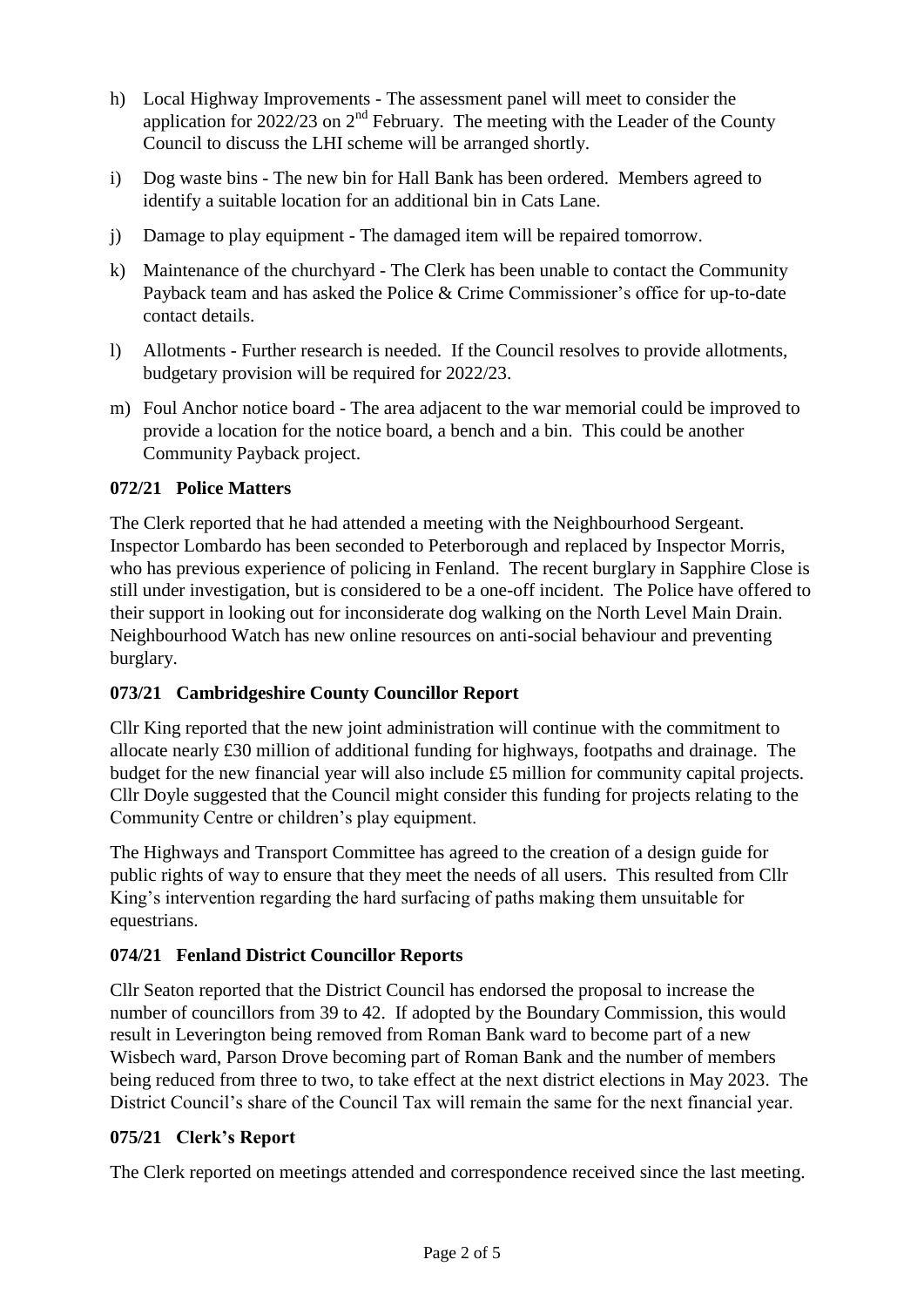h) Local Highway Improvements - The assessment panel will meet to consider the application for 2022/23 on 2nd February. The meeting with the Leader of the County Council to discuss the LHI scheme will be arranged shortly.

i) Dog waste bins - The new bin for Hall Bank has been ordered. Members agreed to identify a suitable location for an additional bin in Cats Lane.

j) Damage to play equipment - The damaged item will be repaired tomorrow.

k) Maintenance of the churchyard - The Clerk has been unable to contact the Community Payback team and has asked the Police & Crime Commissioner's office for up-to-date contact details.

l) Allotments - Further research is needed. If the Council resolves to provide allotments, budgetary provision will be required for 2022/23.

m) Foul Anchor notice board - The area adjacent to the war memorial could be improved to provide a location for the notice board, a bench and a bin. This could be another Community Payback project.

**072/21 Police Matters**

The Clerk reported that he had attended a meeting with the Neighbourhood Sergeant. Inspector Lombardo has been seconded to Peterborough and replaced by Inspector Morris, who has previous experience of policing in Fenland. The recent burglary in Sapphire Close is still under investigation, but is considered to be a one-off incident. The Police have offered to their support in looking out for inconsiderate dog walking on the North Level Main Drain. Neighbourhood Watch has new online resources on anti-social behaviour and preventing burglary.

**073/21 Cambridgeshire County Councillor Report**

Cllr King reported that the new joint administration will continue with the commitment to allocate nearly £30 million of additional funding for highways, footpaths and drainage. The budget for the new financial year will also include £5 million for community capital projects. Cllr Doyle suggested that the Council might consider this funding for projects relating to the Community Centre or children's play equipment.

The Highways and Transport Committee has agreed to the creation of a design guide for public rights of way to ensure that they meet the needs of all users. This resulted from Cllr King's intervention regarding the hard surfacing of paths making them unsuitable for equestrians.

**074/21 Fenland District Councillor Reports**

Cllr Seaton reported that the District Council has endorsed the proposal to increase the number of councillors from 39 to 42. If adopted by the Boundary Commission, this would result in Leverington being removed from Roman Bank ward to become part of a new Wisbech ward, Parson Drove becoming part of Roman Bank and the number of members being reduced from three to two, to take effect at the next district elections in May 2023. The District Council's share of the Council Tax will remain the same for the next financial year.

**075/21 Clerk's Report**

The Clerk reported on meetings attended and correspondence received since the last meeting.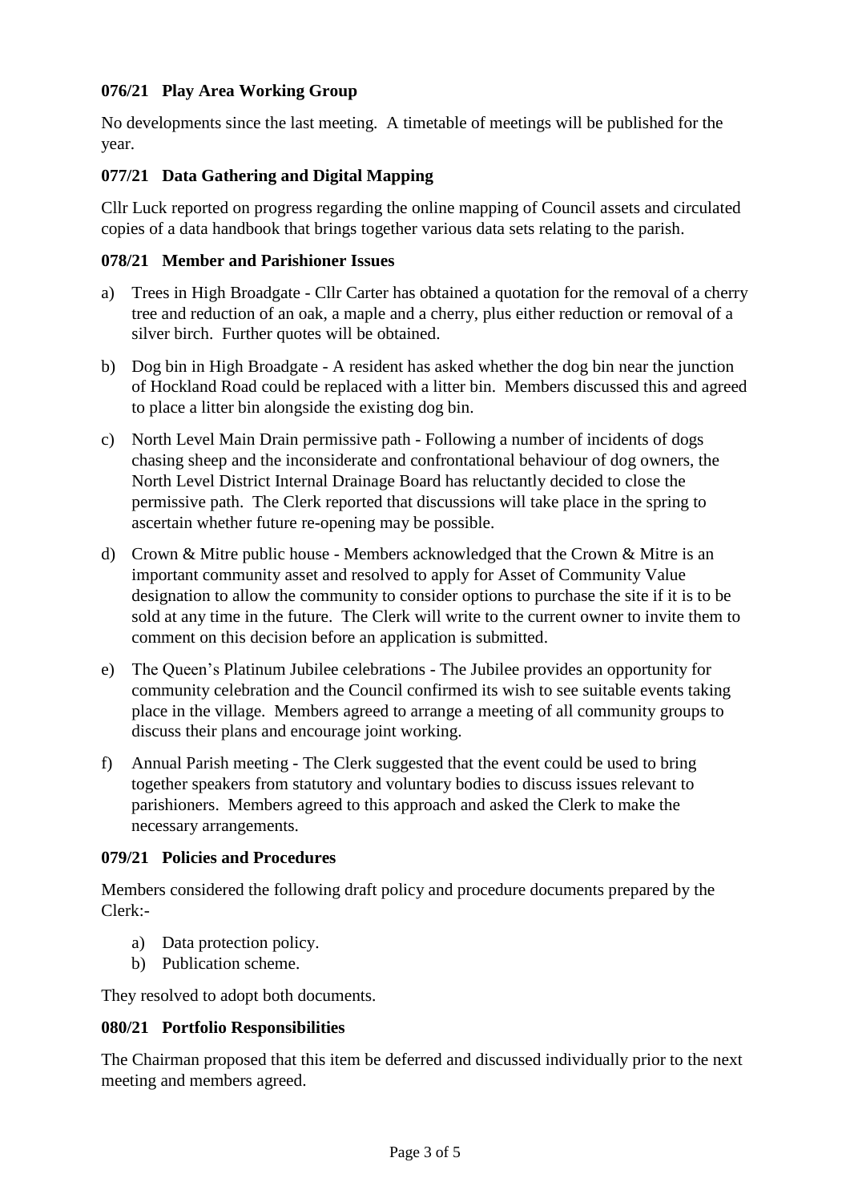### 076/21 Play Area Working Group

No developments since the last meeting. A timetable of meetings will be published for the year.

### 077/21 Data Gathering and Digital Mapping

Cllr Luck reported on progress regarding the online mapping of Council assets and circulated copies of a data handbook that brings together various data sets relating to the parish.

### 078/21 Member and Parishioner Issues

a) Trees in High Broadgate - Cllr Carter has obtained a quotation for the removal of a cherry tree and reduction of an oak, a maple and a cherry, plus either reduction or removal of a silver birch. Further quotes will be obtained.

b) Dog bin in High Broadgate - A resident has asked whether the dog bin near the junction of Hockland Road could be replaced with a litter bin. Members discussed this and agreed to place a litter bin alongside the existing dog bin.

c) North Level Main Drain permissive path - Following a number of incidents of dogs chasing sheep and the inconsiderate and confrontational behaviour of dog owners, the North Level District Internal Drainage Board has reluctantly decided to close the permissive path. The Clerk reported that discussions will take place in the spring to ascertain whether future re-opening may be possible.

d) Crown & Mitre public house - Members acknowledged that the Crown & Mitre is an important community asset and resolved to apply for Asset of Community Value designation to allow the community to consider options to purchase the site if it is to be sold at any time in the future. The Clerk will write to the current owner to invite them to comment on this decision before an application is submitted.

e) The Queen's Platinum Jubilee celebrations - The Jubilee provides an opportunity for community celebration and the Council confirmed its wish to see suitable events taking place in the village. Members agreed to arrange a meeting of all community groups to discuss their plans and encourage joint working.

f) Annual Parish meeting - The Clerk suggested that the event could be used to bring together speakers from statutory and voluntary bodies to discuss issues relevant to parishioners. Members agreed to this approach and asked the Clerk to make the necessary arrangements.

### 079/21 Policies and Procedures

Members considered the following draft policy and procedure documents prepared by the Clerk:-

a) Data protection policy.
b) Publication scheme.

They resolved to adopt both documents.

### 080/21 Portfolio Responsibilities

The Chairman proposed that this item be deferred and discussed individually prior to the next meeting and members agreed.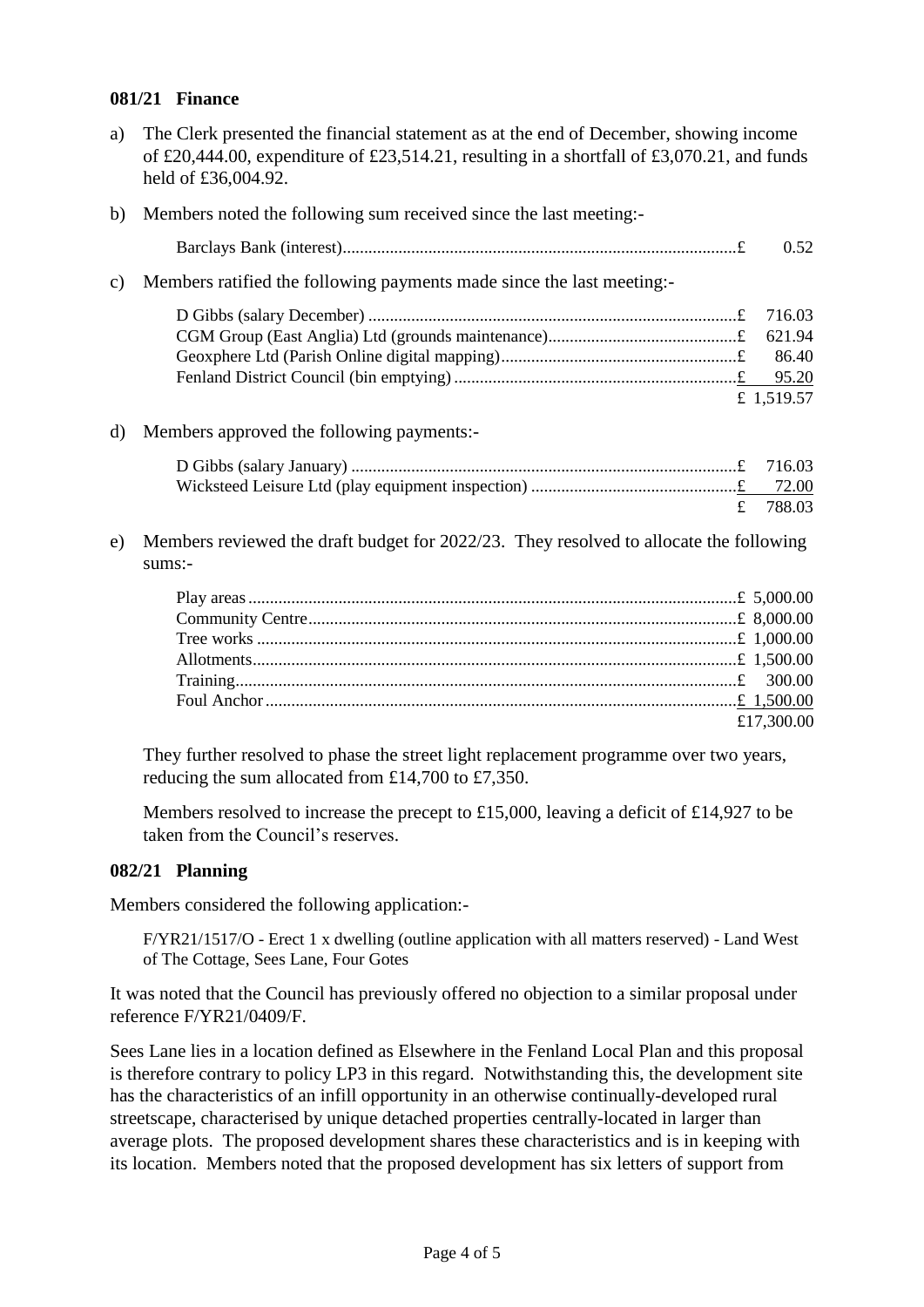### 081/21 Finance

a) The Clerk presented the financial statement as at the end of December, showing income of £20,444.00, expenditure of £23,514.21, resulting in a shortfall of £3,070.21, and funds held of £36,004.92.

b) Members noted the following sum received since the last meeting:-

| | | |
|---|---|---|
| Barclays Bank (interest) | £ | 0.52 |

c) Members ratified the following payments made since the last meeting:-

| | | |
|---|---|---|
| D Gibbs (salary December) | £ | 716.03 |
| CGM Group (East Anglia) Ltd (grounds maintenance) | £ | 621.94 |
| Geoxphere Ltd (Parish Online digital mapping) | £ | 86.40 |
| Fenland District Council (bin emptying) | £ | 95.20 |
| | £ | 1,519.57 |

d) Members approved the following payments:-

| | | |
|---|---|---|
| D Gibbs (salary January) | £ | 716.03 |
| Wicksteed Leisure Ltd (play equipment inspection) | £ | 72.00 |
| | £ | 788.03 |

e) Members reviewed the draft budget for 2022/23. They resolved to allocate the following sums:-

| | | |
|---|---|---|
| Play areas | £ | 5,000.00 |
| Community Centre | £ | 8,000.00 |
| Tree works | £ | 1,000.00 |
| Allotments | £ | 1,500.00 |
| Training | £ | 300.00 |
| Foul Anchor | £ | 1,500.00 |
| | £ | 17,300.00 |

They further resolved to phase the street light replacement programme over two years, reducing the sum allocated from £14,700 to £7,350.

Members resolved to increase the precept to £15,000, leaving a deficit of £14,927 to be taken from the Council's reserves.

### 082/21 Planning

Members considered the following application:-

F/YR21/1517/O - Erect 1 x dwelling (outline application with all matters reserved) - Land West of The Cottage, Sees Lane, Four Gotes

It was noted that the Council has previously offered no objection to a similar proposal under reference F/YR21/0409/F.

Sees Lane lies in a location defined as Elsewhere in the Fenland Local Plan and this proposal is therefore contrary to policy LP3 in this regard. Notwithstanding this, the development site has the characteristics of an infill opportunity in an otherwise continually-developed rural streetscape, characterised by unique detached properties centrally-located in larger than average plots. The proposed development shares these characteristics and is in keeping with its location. Members noted that the proposed development has six letters of support from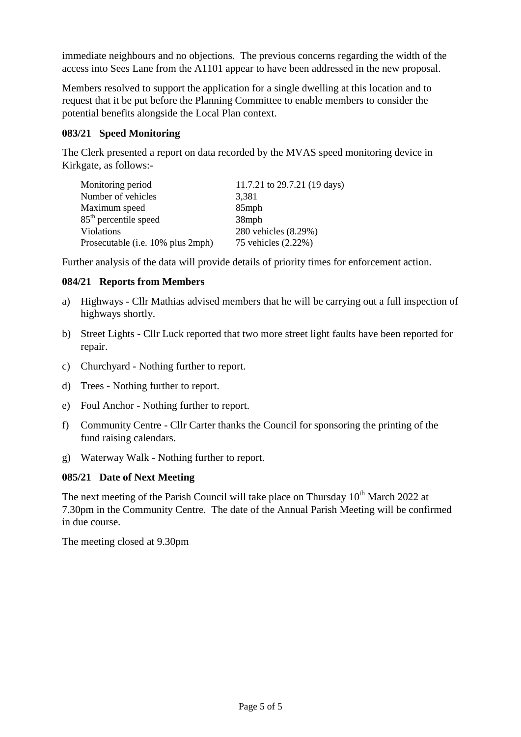immediate neighbours and no objections. The previous concerns regarding the width of the access into Sees Lane from the A1101 appear to have been addressed in the new proposal.

Members resolved to support the application for a single dwelling at this location and to request that it be put before the Planning Committee to enable members to consider the potential benefits alongside the Local Plan context.

**083/21 Speed Monitoring**

The Clerk presented a report on data recorded by the MVAS speed monitoring device in Kirkgate, as follows:-

| | |
|---|---|
| Monitoring period | 11.7.21 to 29.7.21 (19 days) |
| Number of vehicles | 3,381 |
| Maximum speed | 85mph |
| 85th percentile speed | 38mph |
| Violations | 280 vehicles (8.29%) |
| Prosecutable (i.e. 10% plus 2mph) | 75 vehicles (2.22%) |

Further analysis of the data will provide details of priority times for enforcement action.

**084/21 Reports from Members**

a) Highways - Cllr Mathias advised members that he will be carrying out a full inspection of highways shortly.

b) Street Lights - Cllr Luck reported that two more street light faults have been reported for repair.

c) Churchyard - Nothing further to report.

d) Trees - Nothing further to report.

e) Foul Anchor - Nothing further to report.

f) Community Centre - Cllr Carter thanks the Council for sponsoring the printing of the fund raising calendars.

g) Waterway Walk - Nothing further to report.

**085/21 Date of Next Meeting**

The next meeting of the Parish Council will take place on Thursday 10th March 2022 at 7.30pm in the Community Centre. The date of the Annual Parish Meeting will be confirmed in due course.

The meeting closed at 9.30pm